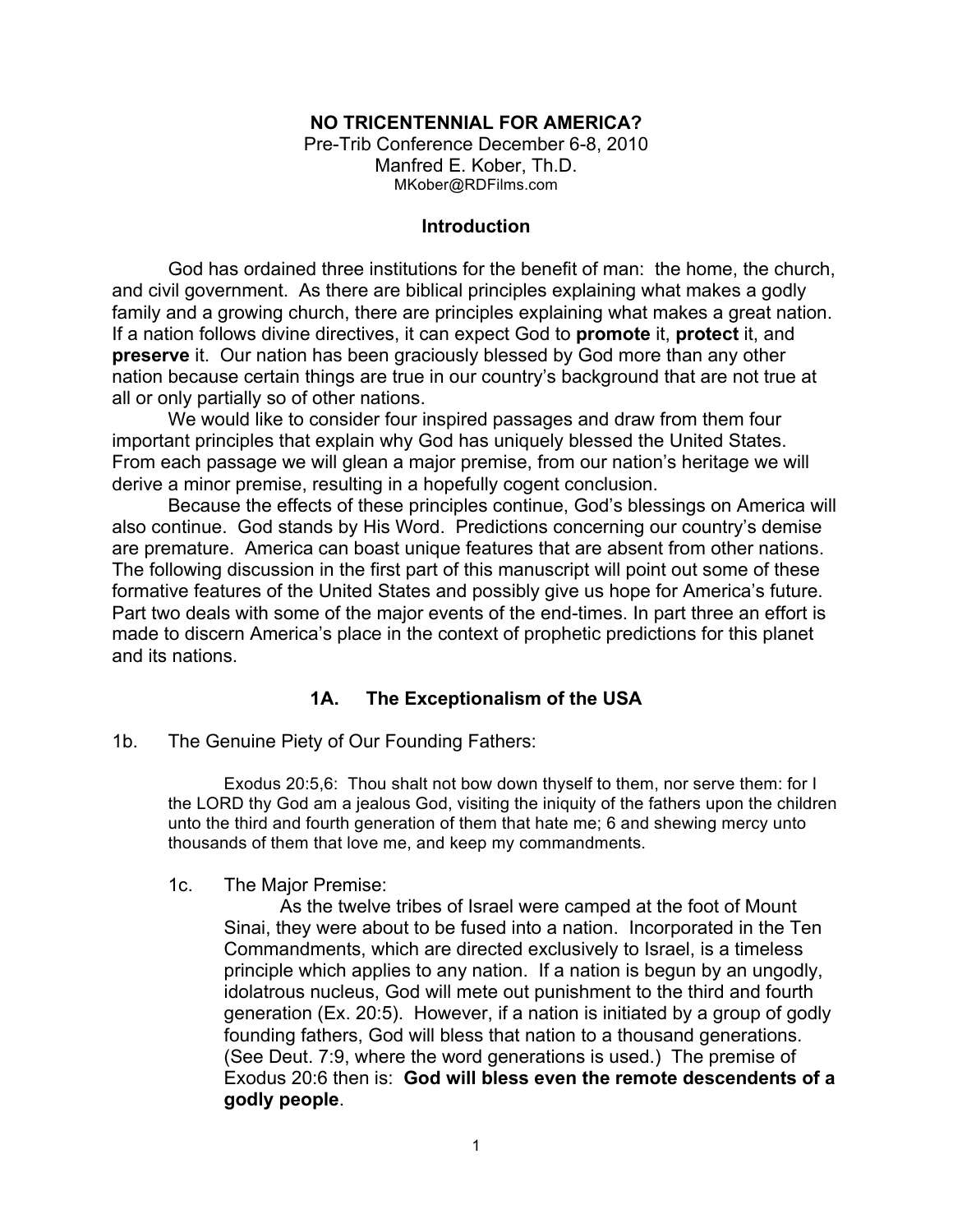# NO TRICENTENNIAL FOR AMERICA?

Pre-Trib Conference December 6-8, 2010
Manfred E. Kober, Th.D.
MKober@RDFilms.com

## Introduction

God has ordained three institutions for the benefit of man: the home, the church, and civil government. As there are biblical principles explaining what makes a godly family and a growing church, there are principles explaining what makes a great nation. If a nation follows divine directives, it can expect God to **promote** it, **protect** it, and **preserve** it. Our nation has been graciously blessed by God more than any other nation because certain things are true in our country's background that are not true at all or only partially so of other nations.

We would like to consider four inspired passages and draw from them four important principles that explain why God has uniquely blessed the United States. From each passage we will glean a major premise, from our nation's heritage we will derive a minor premise, resulting in a hopefully cogent conclusion.

Because the effects of these principles continue, God's blessings on America will also continue. God stands by His Word. Predictions concerning our country's demise are premature. America can boast unique features that are absent from other nations. The following discussion in the first part of this manuscript will point out some of these formative features of the United States and possibly give us hope for America's future. Part two deals with some of the major events of the end-times. In part three an effort is made to discern America's place in the context of prophetic predictions for this planet and its nations.

## 1A. The Exceptionalism of the USA

### 1b. The Genuine Piety of Our Founding Fathers:

> Exodus 20:5,6: Thou shalt not bow down thyself to them, nor serve them: for I the LORD thy God am a jealous God, visiting the iniquity of the fathers upon the children unto the third and fourth generation of them that hate me; 6 and shewing mercy unto thousands of them that love me, and keep my commandments.

#### 1c. The Major Premise:

As the twelve tribes of Israel were camped at the foot of Mount Sinai, they were about to be fused into a nation. Incorporated in the Ten Commandments, which are directed exclusively to Israel, is a timeless principle which applies to any nation. If a nation is begun by an ungodly, idolatrous nucleus, God will mete out punishment to the third and fourth generation (Ex. 20:5). However, if a nation is initiated by a group of godly founding fathers, God will bless that nation to a thousand generations. (See Deut. 7:9, where the word generations is used.) The premise of Exodus 20:6 then is: **God will bless even the remote descendents of a godly people**.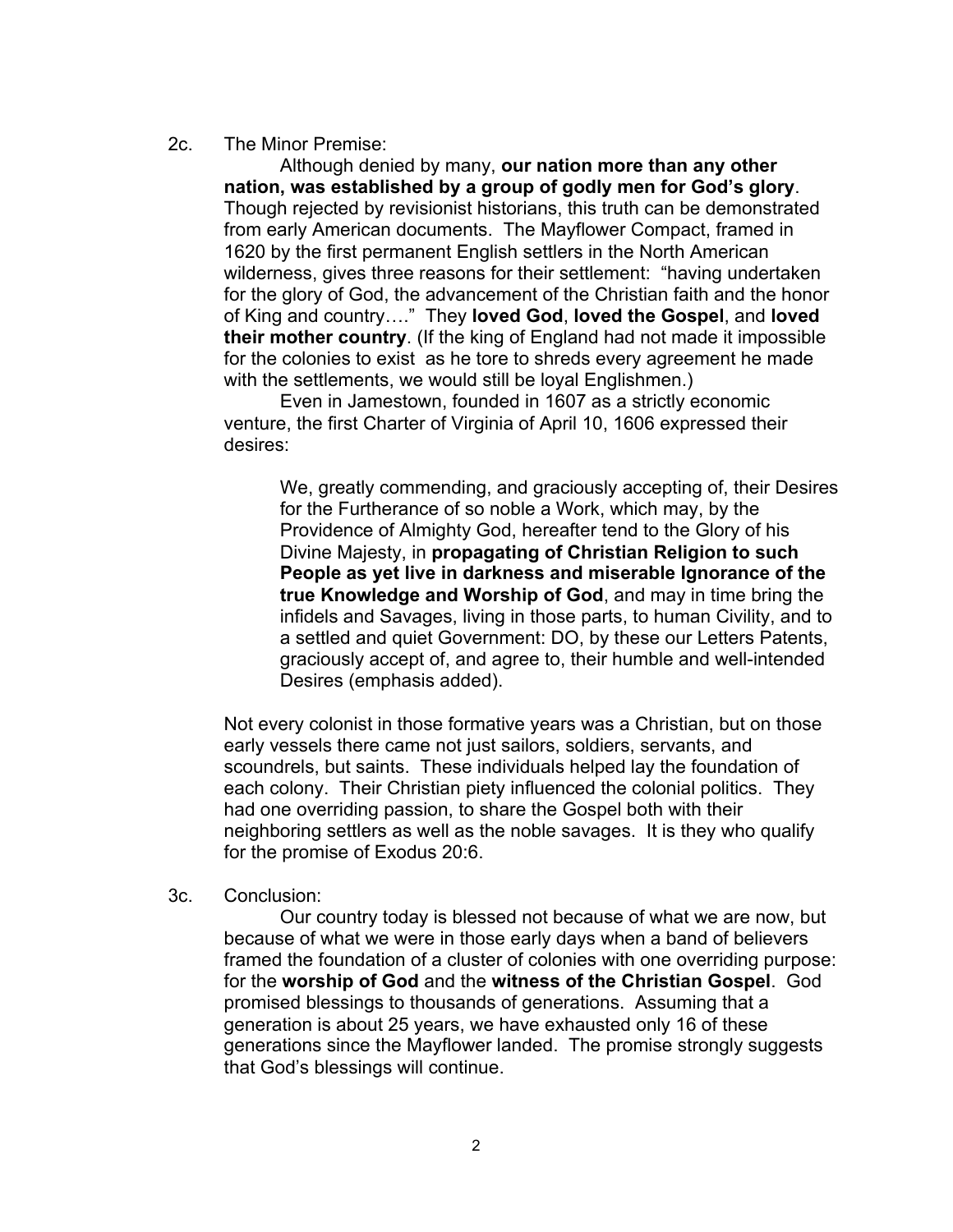2c. The Minor Premise:

Although denied by many, **our nation more than any other nation, was established by a group of godly men for God's glory**. Though rejected by revisionist historians, this truth can be demonstrated from early American documents. The Mayflower Compact, framed in 1620 by the first permanent English settlers in the North American wilderness, gives three reasons for their settlement: "having undertaken for the glory of God, the advancement of the Christian faith and the honor of King and country…." They **loved God**, **loved the Gospel**, and **loved their mother country**. (If the king of England had not made it impossible for the colonies to exist as he tore to shreds every agreement he made with the settlements, we would still be loyal Englishmen.)

Even in Jamestown, founded in 1607 as a strictly economic venture, the first Charter of Virginia of April 10, 1606 expressed their desires:

> We, greatly commending, and graciously accepting of, their Desires for the Furtherance of so noble a Work, which may, by the Providence of Almighty God, hereafter tend to the Glory of his Divine Majesty, in **propagating of Christian Religion to such People as yet live in darkness and miserable Ignorance of the true Knowledge and Worship of God**, and may in time bring the infidels and Savages, living in those parts, to human Civility, and to a settled and quiet Government: DO, by these our Letters Patents, graciously accept of, and agree to, their humble and well-intended Desires (emphasis added).

Not every colonist in those formative years was a Christian, but on those early vessels there came not just sailors, soldiers, servants, and scoundrels, but saints. These individuals helped lay the foundation of each colony. Their Christian piety influenced the colonial politics. They had one overriding passion, to share the Gospel both with their neighboring settlers as well as the noble savages. It is they who qualify for the promise of Exodus 20:6.

3c. Conclusion:

Our country today is blessed not because of what we are now, but because of what we were in those early days when a band of believers framed the foundation of a cluster of colonies with one overriding purpose: for the **worship of God** and the **witness of the Christian Gospel**. God promised blessings to thousands of generations. Assuming that a generation is about 25 years, we have exhausted only 16 of these generations since the Mayflower landed. The promise strongly suggests that God's blessings will continue.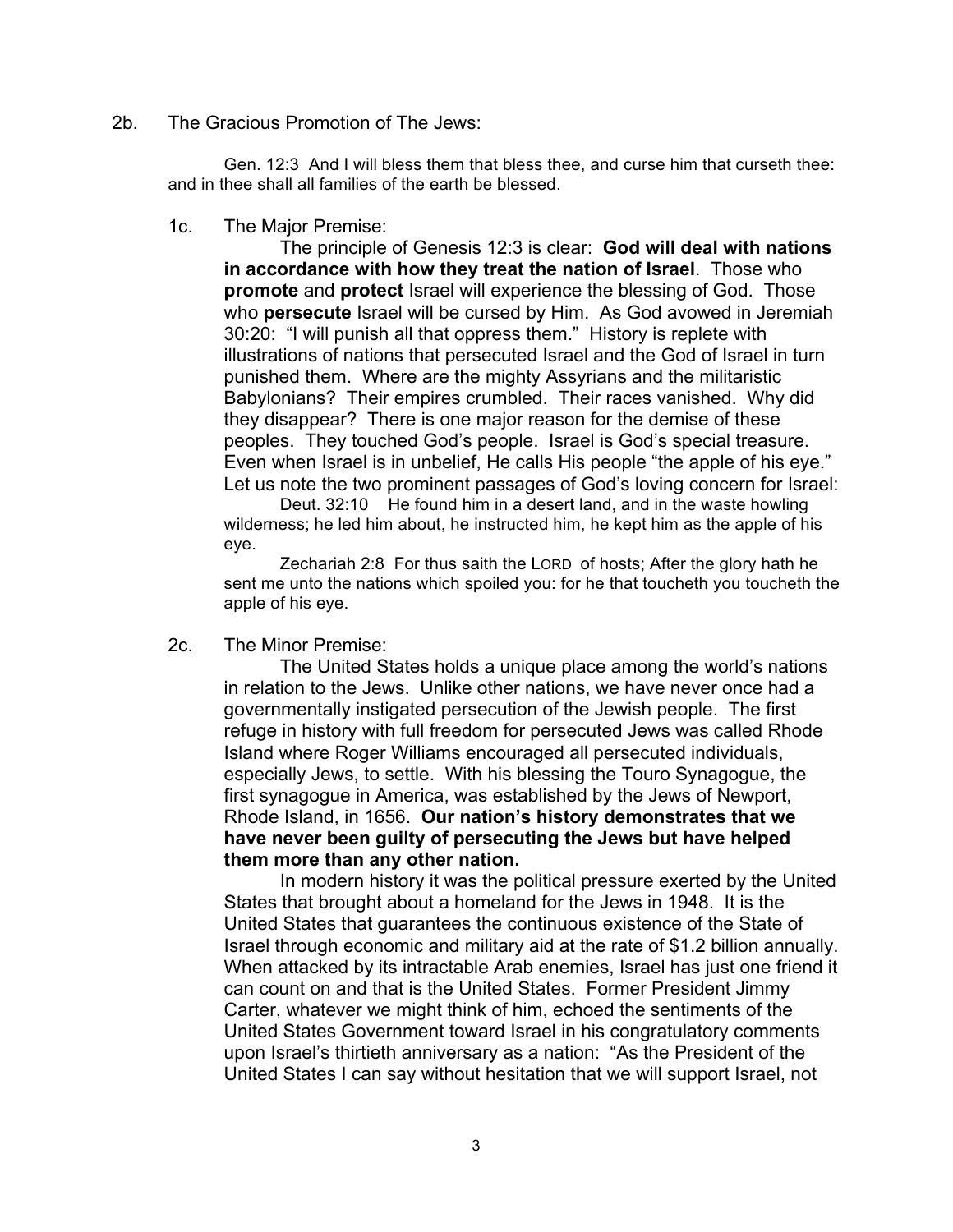2b. The Gracious Promotion of The Jews:

Gen. 12:3 And I will bless them that bless thee, and curse him that curseth thee: and in thee shall all families of the earth be blessed.

1c. The Major Premise:

The principle of Genesis 12:3 is clear: **God will deal with nations in accordance with how they treat the nation of Israel**. Those who **promote** and **protect** Israel will experience the blessing of God. Those who **persecute** Israel will be cursed by Him. As God avowed in Jeremiah 30:20: "I will punish all that oppress them." History is replete with illustrations of nations that persecuted Israel and the God of Israel in turn punished them. Where are the mighty Assyrians and the militaristic Babylonians? Their empires crumbled. Their races vanished. Why did they disappear? There is one major reason for the demise of these peoples. They touched God's people. Israel is God's special treasure. Even when Israel is in unbelief, He calls His people "the apple of his eye." Let us note the two prominent passages of God's loving concern for Israel:

Deut. 32:10 He found him in a desert land, and in the waste howling wilderness; he led him about, he instructed him, he kept him as the apple of his eye.

Zechariah 2:8 For thus saith the LORD of hosts; After the glory hath he sent me unto the nations which spoiled you: for he that toucheth you toucheth the apple of his eye.

2c. The Minor Premise:

The United States holds a unique place among the world's nations in relation to the Jews. Unlike other nations, we have never once had a governmentally instigated persecution of the Jewish people. The first refuge in history with full freedom for persecuted Jews was called Rhode Island where Roger Williams encouraged all persecuted individuals, especially Jews, to settle. With his blessing the Touro Synagogue, the first synagogue in America, was established by the Jews of Newport, Rhode Island, in 1656. **Our nation's history demonstrates that we have never been guilty of persecuting the Jews but have helped them more than any other nation.**

In modern history it was the political pressure exerted by the United States that brought about a homeland for the Jews in 1948. It is the United States that guarantees the continuous existence of the State of Israel through economic and military aid at the rate of $1.2 billion annually. When attacked by its intractable Arab enemies, Israel has just one friend it can count on and that is the United States. Former President Jimmy Carter, whatever we might think of him, echoed the sentiments of the United States Government toward Israel in his congratulatory comments upon Israel's thirtieth anniversary as a nation: "As the President of the United States I can say without hesitation that we will support Israel, not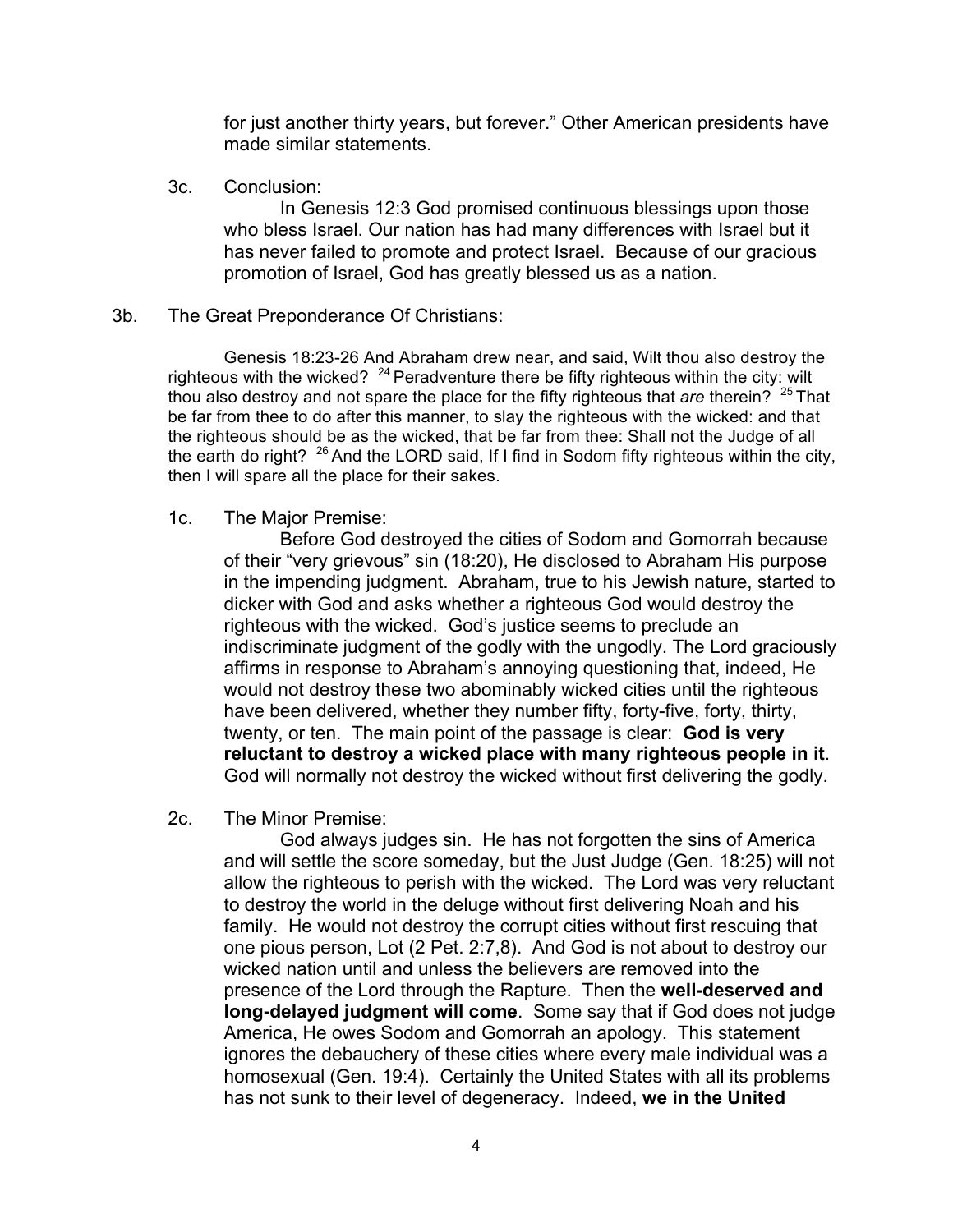for just another thirty years, but forever." Other American presidents have made similar statements.

3c. Conclusion:

In Genesis 12:3 God promised continuous blessings upon those who bless Israel. Our nation has had many differences with Israel but it has never failed to promote and protect Israel. Because of our gracious promotion of Israel, God has greatly blessed us as a nation.

3b. The Great Preponderance Of Christians:

Genesis 18:23-26 And Abraham drew near, and said, Wilt thou also destroy the righteous with the wicked? [24] Peradventure there be fifty righteous within the city: wilt thou also destroy and not spare the place for the fifty righteous that *are* therein? [25] That be far from thee to do after this manner, to slay the righteous with the wicked: and that the righteous should be as the wicked, that be far from thee: Shall not the Judge of all the earth do right? [26] And the LORD said, If I find in Sodom fifty righteous within the city, then I will spare all the place for their sakes.

1c. The Major Premise:

Before God destroyed the cities of Sodom and Gomorrah because of their "very grievous" sin (18:20), He disclosed to Abraham His purpose in the impending judgment. Abraham, true to his Jewish nature, started to dicker with God and asks whether a righteous God would destroy the righteous with the wicked. God's justice seems to preclude an indiscriminate judgment of the godly with the ungodly. The Lord graciously affirms in response to Abraham's annoying questioning that, indeed, He would not destroy these two abominably wicked cities until the righteous have been delivered, whether they number fifty, forty-five, forty, thirty, twenty, or ten. The main point of the passage is clear: **God is very reluctant to destroy a wicked place with many righteous people in it**. God will normally not destroy the wicked without first delivering the godly.

2c. The Minor Premise:

God always judges sin. He has not forgotten the sins of America and will settle the score someday, but the Just Judge (Gen. 18:25) will not allow the righteous to perish with the wicked. The Lord was very reluctant to destroy the world in the deluge without first delivering Noah and his family. He would not destroy the corrupt cities without first rescuing that one pious person, Lot (2 Pet. 2:7,8). And God is not about to destroy our wicked nation until and unless the believers are removed into the presence of the Lord through the Rapture. Then the **well-deserved and long-delayed judgment will come**. Some say that if God does not judge America, He owes Sodom and Gomorrah an apology. This statement ignores the debauchery of these cities where every male individual was a homosexual (Gen. 19:4). Certainly the United States with all its problems has not sunk to their level of degeneracy. Indeed, **we in the United**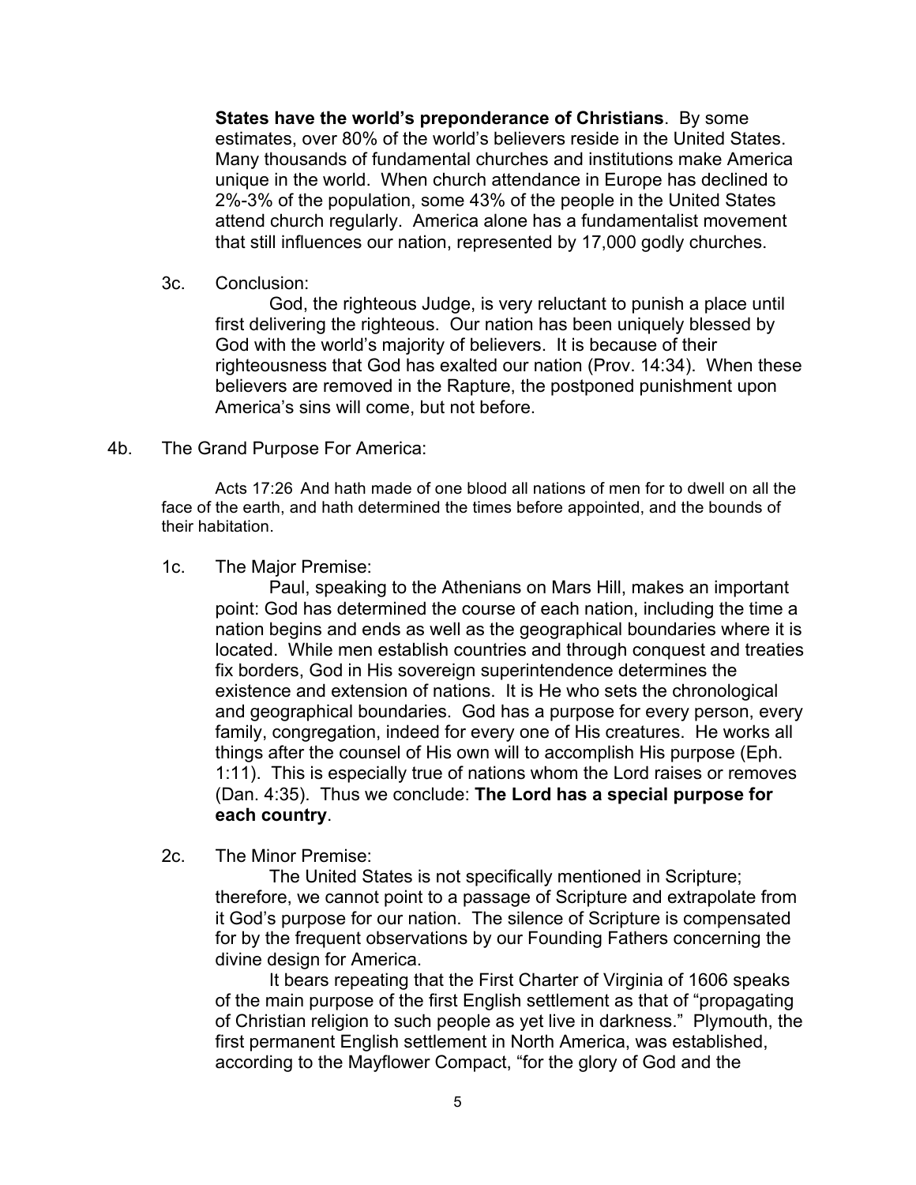**States have the world's preponderance of Christians**. By some estimates, over 80% of the world's believers reside in the United States. Many thousands of fundamental churches and institutions make America unique in the world. When church attendance in Europe has declined to 2%-3% of the population, some 43% of the people in the United States attend church regularly. America alone has a fundamentalist movement that still influences our nation, represented by 17,000 godly churches.

3c. Conclusion:

God, the righteous Judge, is very reluctant to punish a place until first delivering the righteous. Our nation has been uniquely blessed by God with the world's majority of believers. It is because of their righteousness that God has exalted our nation (Prov. 14:34). When these believers are removed in the Rapture, the postponed punishment upon America's sins will come, but not before.

4b. The Grand Purpose For America:

Acts 17:26 And hath made of one blood all nations of men for to dwell on all the face of the earth, and hath determined the times before appointed, and the bounds of their habitation.

1c. The Major Premise:

Paul, speaking to the Athenians on Mars Hill, makes an important point: God has determined the course of each nation, including the time a nation begins and ends as well as the geographical boundaries where it is located. While men establish countries and through conquest and treaties fix borders, God in His sovereign superintendence determines the existence and extension of nations. It is He who sets the chronological and geographical boundaries. God has a purpose for every person, every family, congregation, indeed for every one of His creatures. He works all things after the counsel of His own will to accomplish His purpose (Eph. 1:11). This is especially true of nations whom the Lord raises or removes (Dan. 4:35). Thus we conclude: **The Lord has a special purpose for each country**.

2c. The Minor Premise:

The United States is not specifically mentioned in Scripture; therefore, we cannot point to a passage of Scripture and extrapolate from it God's purpose for our nation. The silence of Scripture is compensated for by the frequent observations by our Founding Fathers concerning the divine design for America.

It bears repeating that the First Charter of Virginia of 1606 speaks of the main purpose of the first English settlement as that of "propagating of Christian religion to such people as yet live in darkness." Plymouth, the first permanent English settlement in North America, was established, according to the Mayflower Compact, "for the glory of God and the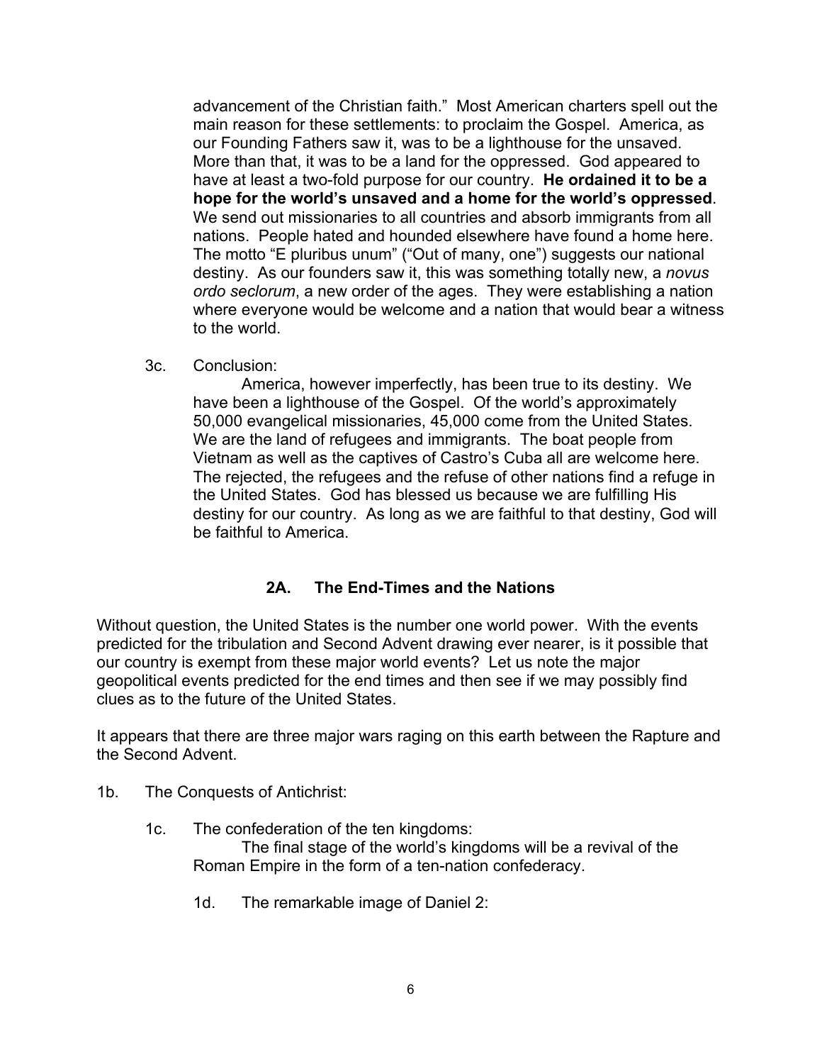advancement of the Christian faith." Most American charters spell out the main reason for these settlements: to proclaim the Gospel. America, as our Founding Fathers saw it, was to be a lighthouse for the unsaved. More than that, it was to be a land for the oppressed. God appeared to have at least a two-fold purpose for our country. **He ordained it to be a hope for the world's unsaved and a home for the world's oppressed**. We send out missionaries to all countries and absorb immigrants from all nations. People hated and hounded elsewhere have found a home here. The motto "E pluribus unum" ("Out of many, one") suggests our national destiny. As our founders saw it, this was something totally new, a *novus ordo seclorum*, a new order of the ages. They were establishing a nation where everyone would be welcome and a nation that would bear a witness to the world.

3c. Conclusion:

America, however imperfectly, has been true to its destiny. We have been a lighthouse of the Gospel. Of the world's approximately 50,000 evangelical missionaries, 45,000 come from the United States. We are the land of refugees and immigrants. The boat people from Vietnam as well as the captives of Castro's Cuba all are welcome here. The rejected, the refugees and the refuse of other nations find a refuge in the United States. God has blessed us because we are fulfilling His destiny for our country. As long as we are faithful to that destiny, God will be faithful to America.

## 2A. The End-Times and the Nations

Without question, the United States is the number one world power. With the events predicted for the tribulation and Second Advent drawing ever nearer, is it possible that our country is exempt from these major world events? Let us note the major geopolitical events predicted for the end times and then see if we may possibly find clues as to the future of the United States.

It appears that there are three major wars raging on this earth between the Rapture and the Second Advent.

1b. The Conquests of Antichrist:

1c. The confederation of the ten kingdoms:

The final stage of the world's kingdoms will be a revival of the Roman Empire in the form of a ten-nation confederacy.

1d. The remarkable image of Daniel 2: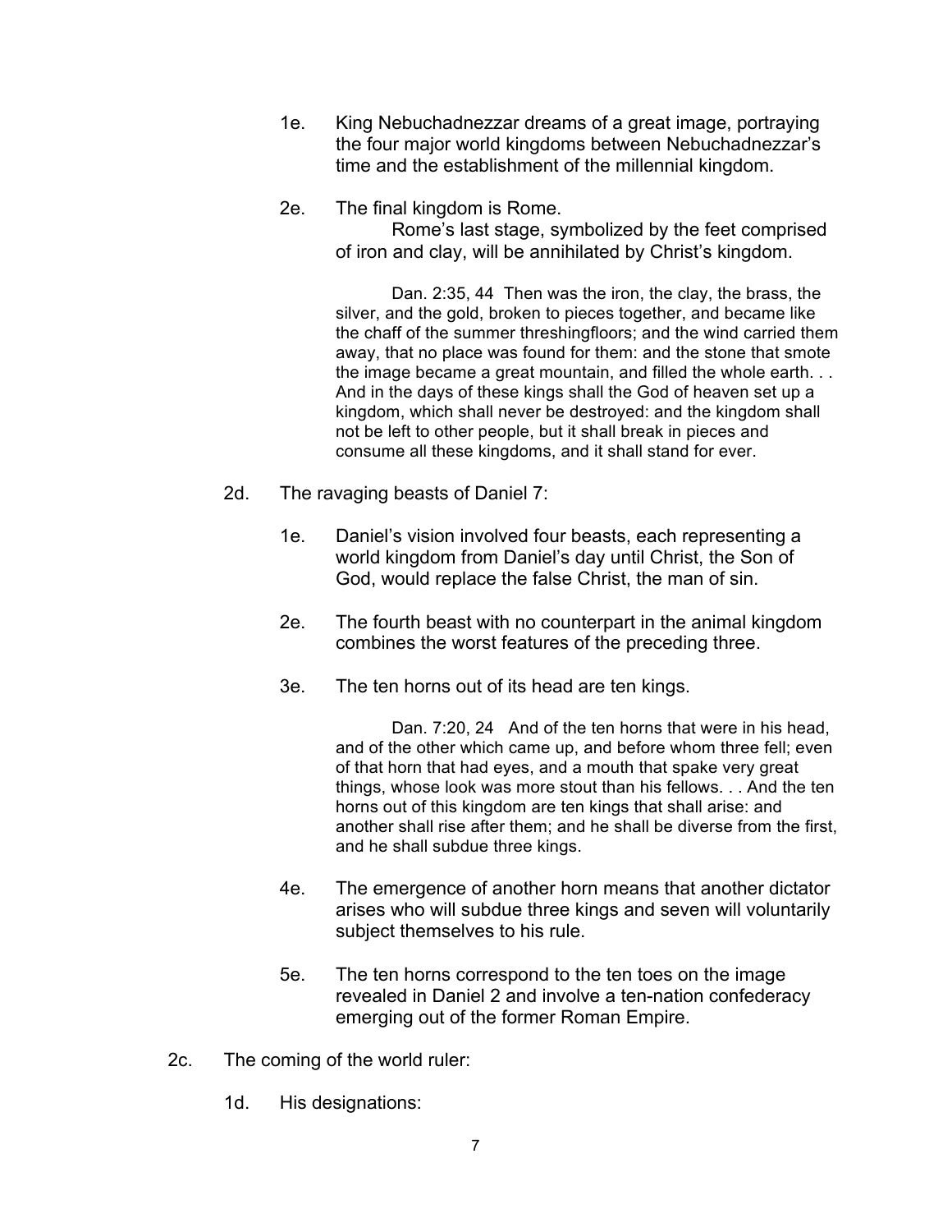1e. King Nebuchadnezzar dreams of a great image, portraying the four major world kingdoms between Nebuchadnezzar's time and the establishment of the millennial kingdom.

2e. The final kingdom is Rome.

Rome's last stage, symbolized by the feet comprised of iron and clay, will be annihilated by Christ's kingdom.

> Dan. 2:35, 44 Then was the iron, the clay, the brass, the silver, and the gold, broken to pieces together, and became like the chaff of the summer threshingfloors; and the wind carried them away, that no place was found for them: and the stone that smote the image became a great mountain, and filled the whole earth. . . And in the days of these kings shall the God of heaven set up a kingdom, which shall never be destroyed: and the kingdom shall not be left to other people, but it shall break in pieces and consume all these kingdoms, and it shall stand for ever.

2d. The ravaging beasts of Daniel 7:

1e. Daniel's vision involved four beasts, each representing a world kingdom from Daniel's day until Christ, the Son of God, would replace the false Christ, the man of sin.

2e. The fourth beast with no counterpart in the animal kingdom combines the worst features of the preceding three.

3e. The ten horns out of its head are ten kings.

> Dan. 7:20, 24 And of the ten horns that were in his head, and of the other which came up, and before whom three fell; even of that horn that had eyes, and a mouth that spake very great things, whose look was more stout than his fellows. . . And the ten horns out of this kingdom are ten kings that shall arise: and another shall rise after them; and he shall be diverse from the first, and he shall subdue three kings.

4e. The emergence of another horn means that another dictator arises who will subdue three kings and seven will voluntarily subject themselves to his rule.

5e. The ten horns correspond to the ten toes on the image revealed in Daniel 2 and involve a ten-nation confederacy emerging out of the former Roman Empire.

2c. The coming of the world ruler:

1d. His designations: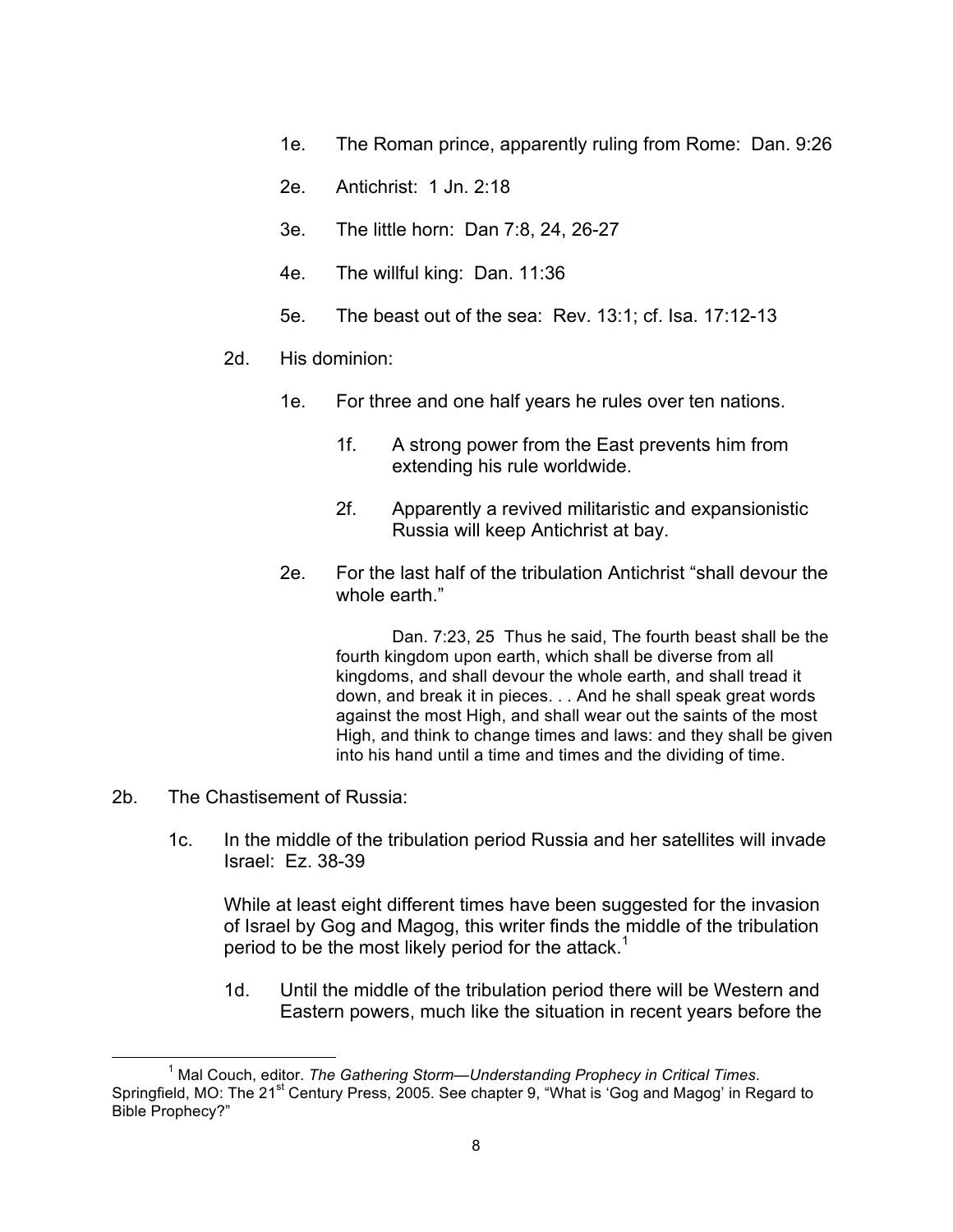1e. The Roman prince, apparently ruling from Rome: Dan. 9:26

2e. Antichrist: 1 Jn. 2:18

3e. The little horn: Dan 7:8, 24, 26-27

4e. The willful king: Dan. 11:36

5e. The beast out of the sea: Rev. 13:1; cf. Isa. 17:12-13

2d. His dominion:

1e. For three and one half years he rules over ten nations.

1f. A strong power from the East prevents him from extending his rule worldwide.

2f. Apparently a revived militaristic and expansionistic Russia will keep Antichrist at bay.

2e. For the last half of the tribulation Antichrist "shall devour the whole earth."

> Dan. 7:23, 25 Thus he said, The fourth beast shall be the fourth kingdom upon earth, which shall be diverse from all kingdoms, and shall devour the whole earth, and shall tread it down, and break it in pieces. . . And he shall speak great words against the most High, and shall wear out the saints of the most High, and think to change times and laws: and they shall be given into his hand until a time and times and the dividing of time.

2b. The Chastisement of Russia:

1c. In the middle of the tribulation period Russia and her satellites will invade Israel: Ez. 38-39

While at least eight different times have been suggested for the invasion of Israel by Gog and Magog, this writer finds the middle of the tribulation period to be the most likely period for the attack.[1]

1d. Until the middle of the tribulation period there will be Western and Eastern powers, much like the situation in recent years before the

---

[1] Mal Couch, editor. *The Gathering Storm—Understanding Prophecy in Critical Times*. Springfield, MO: The 21st Century Press, 2005. See chapter 9, "What is 'Gog and Magog' in Regard to Bible Prophecy?"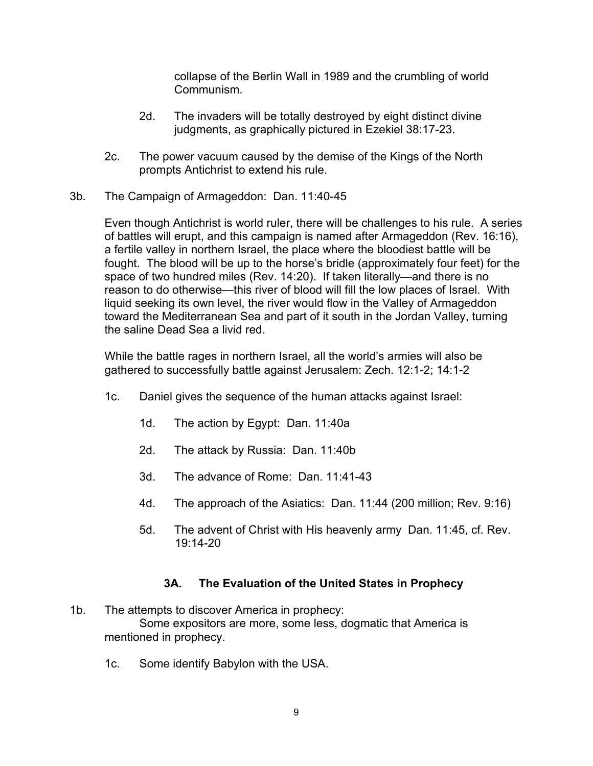collapse of the Berlin Wall in 1989 and the crumbling of world Communism.

2d. The invaders will be totally destroyed by eight distinct divine judgments, as graphically pictured in Ezekiel 38:17-23.

2c. The power vacuum caused by the demise of the Kings of the North prompts Antichrist to extend his rule.

3b. The Campaign of Armageddon: Dan. 11:40-45

Even though Antichrist is world ruler, there will be challenges to his rule. A series of battles will erupt, and this campaign is named after Armageddon (Rev. 16:16), a fertile valley in northern Israel, the place where the bloodiest battle will be fought. The blood will be up to the horse's bridle (approximately four feet) for the space of two hundred miles (Rev. 14:20). If taken literally—and there is no reason to do otherwise—this river of blood will fill the low places of Israel. With liquid seeking its own level, the river would flow in the Valley of Armageddon toward the Mediterranean Sea and part of it south in the Jordan Valley, turning the saline Dead Sea a livid red.

While the battle rages in northern Israel, all the world's armies will also be gathered to successfully battle against Jerusalem: Zech. 12:1-2; 14:1-2

1c. Daniel gives the sequence of the human attacks against Israel:

1d. The action by Egypt: Dan. 11:40a

2d. The attack by Russia: Dan. 11:40b

3d. The advance of Rome: Dan. 11:41-43

4d. The approach of the Asiatics: Dan. 11:44 (200 million; Rev. 9:16)

5d. The advent of Christ with His heavenly army Dan. 11:45, cf. Rev. 19:14-20

## 3A. The Evaluation of the United States in Prophecy

1b. The attempts to discover America in prophecy:
Some expositors are more, some less, dogmatic that America is mentioned in prophecy.

1c. Some identify Babylon with the USA.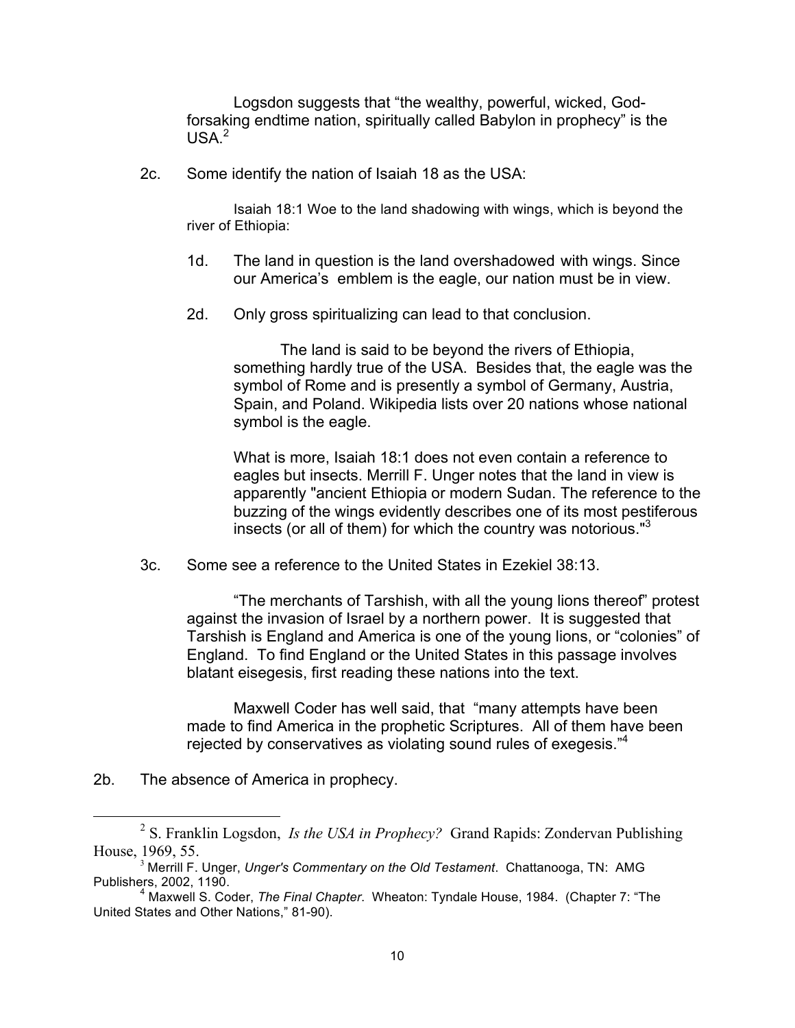Logsdon suggests that "the wealthy, powerful, wicked, God-forsaking endtime nation, spiritually called Babylon in prophecy" is the USA.[2]

2c. Some identify the nation of Isaiah 18 as the USA:

> Isaiah 18:1 Woe to the land shadowing with wings, which is beyond the river of Ethiopia:

1d. The land in question is the land overshadowed with wings. Since our America's emblem is the eagle, our nation must be in view.

2d. Only gross spiritualizing can lead to that conclusion.

The land is said to be beyond the rivers of Ethiopia, something hardly true of the USA. Besides that, the eagle was the symbol of Rome and is presently a symbol of Germany, Austria, Spain, and Poland. Wikipedia lists over 20 nations whose national symbol is the eagle.

What is more, Isaiah 18:1 does not even contain a reference to eagles but insects. Merrill F. Unger notes that the land in view is apparently "ancient Ethiopia or modern Sudan. The reference to the buzzing of the wings evidently describes one of its most pestiferous insects (or all of them) for which the country was notorious."[3]

3c. Some see a reference to the United States in Ezekiel 38:13.

"The merchants of Tarshish, with all the young lions thereof" protest against the invasion of Israel by a northern power. It is suggested that Tarshish is England and America is one of the young lions, or "colonies" of England. To find England or the United States in this passage involves blatant eisegesis, first reading these nations into the text.

Maxwell Coder has well said, that "many attempts have been made to find America in the prophetic Scriptures. All of them have been rejected by conservatives as violating sound rules of exegesis."[4]

2b. The absence of America in prophecy.

---

[2] S. Franklin Logsdon, *Is the USA in Prophecy?* Grand Rapids: Zondervan Publishing House, 1969, 55.

[3] Merrill F. Unger, *Unger's Commentary on the Old Testament*. Chattanooga, TN: AMG Publishers, 2002, 1190.

[4] Maxwell S. Coder, *The Final Chapter*. Wheaton: Tyndale House, 1984. (Chapter 7: "The United States and Other Nations," 81-90).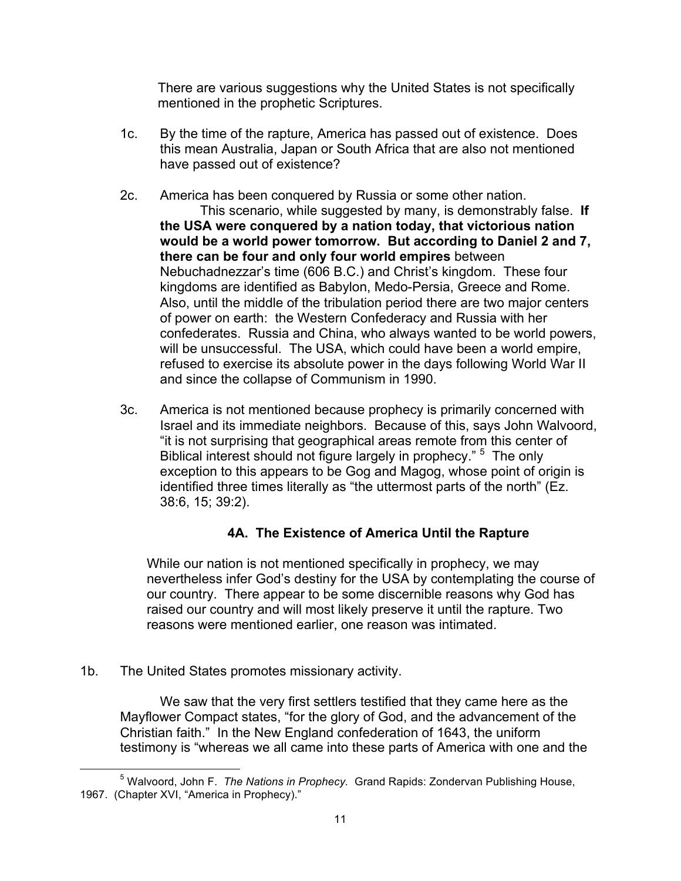There are various suggestions why the United States is not specifically mentioned in the prophetic Scriptures.

1c. By the time of the rapture, America has passed out of existence. Does this mean Australia, Japan or South Africa that are also not mentioned have passed out of existence?

2c. America has been conquered by Russia or some other nation. This scenario, while suggested by many, is demonstrably false. **If the USA were conquered by a nation today, that victorious nation would be a world power tomorrow. But according to Daniel 2 and 7, there can be four and only four world empires** between Nebuchadnezzar's time (606 B.C.) and Christ's kingdom. These four kingdoms are identified as Babylon, Medo-Persia, Greece and Rome. Also, until the middle of the tribulation period there are two major centers of power on earth: the Western Confederacy and Russia with her confederates. Russia and China, who always wanted to be world powers, will be unsuccessful. The USA, which could have been a world empire, refused to exercise its absolute power in the days following World War II and since the collapse of Communism in 1990.

3c. America is not mentioned because prophecy is primarily concerned with Israel and its immediate neighbors. Because of this, says John Walvoord, "it is not surprising that geographical areas remote from this center of Biblical interest should not figure largely in prophecy." [5] The only exception to this appears to be Gog and Magog, whose point of origin is identified three times literally as "the uttermost parts of the north" (Ez. 38:6, 15; 39:2).

### 4A. The Existence of America Until the Rapture

While our nation is not mentioned specifically in prophecy, we may nevertheless infer God's destiny for the USA by contemplating the course of our country. There appear to be some discernible reasons why God has raised our country and will most likely preserve it until the rapture. Two reasons were mentioned earlier, one reason was intimated.

1b. The United States promotes missionary activity.

We saw that the very first settlers testified that they came here as the Mayflower Compact states, "for the glory of God, and the advancement of the Christian faith." In the New England confederation of 1643, the uniform testimony is "whereas we all came into these parts of America with one and the

[5] Walvoord, John F. *The Nations in Prophecy.* Grand Rapids: Zondervan Publishing House, 1967. (Chapter XVI, "America in Prophecy)."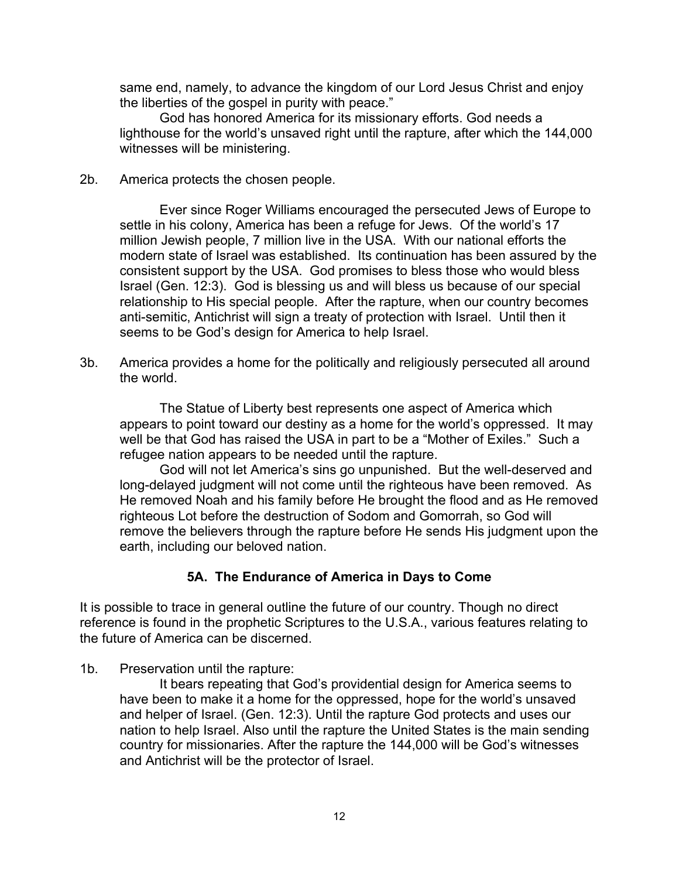same end, namely, to advance the kingdom of our Lord Jesus Christ and enjoy the liberties of the gospel in purity with peace."

God has honored America for its missionary efforts. God needs a lighthouse for the world's unsaved right until the rapture, after which the 144,000 witnesses will be ministering.

2b. America protects the chosen people.

Ever since Roger Williams encouraged the persecuted Jews of Europe to settle in his colony, America has been a refuge for Jews. Of the world's 17 million Jewish people, 7 million live in the USA. With our national efforts the modern state of Israel was established. Its continuation has been assured by the consistent support by the USA. God promises to bless those who would bless Israel (Gen. 12:3). God is blessing us and will bless us because of our special relationship to His special people. After the rapture, when our country becomes anti-semitic, Antichrist will sign a treaty of protection with Israel. Until then it seems to be God's design for America to help Israel.

3b. America provides a home for the politically and religiously persecuted all around the world.

The Statue of Liberty best represents one aspect of America which appears to point toward our destiny as a home for the world's oppressed. It may well be that God has raised the USA in part to be a "Mother of Exiles." Such a refugee nation appears to be needed until the rapture.

God will not let America's sins go unpunished. But the well-deserved and long-delayed judgment will not come until the righteous have been removed. As He removed Noah and his family before He brought the flood and as He removed righteous Lot before the destruction of Sodom and Gomorrah, so God will remove the believers through the rapture before He sends His judgment upon the earth, including our beloved nation.

## 5A. The Endurance of America in Days to Come

It is possible to trace in general outline the future of our country. Though no direct reference is found in the prophetic Scriptures to the U.S.A., various features relating to the future of America can be discerned.

1b. Preservation until the rapture:

It bears repeating that God's providential design for America seems to have been to make it a home for the oppressed, hope for the world's unsaved and helper of Israel. (Gen. 12:3). Until the rapture God protects and uses our nation to help Israel. Also until the rapture the United States is the main sending country for missionaries. After the rapture the 144,000 will be God's witnesses and Antichrist will be the protector of Israel.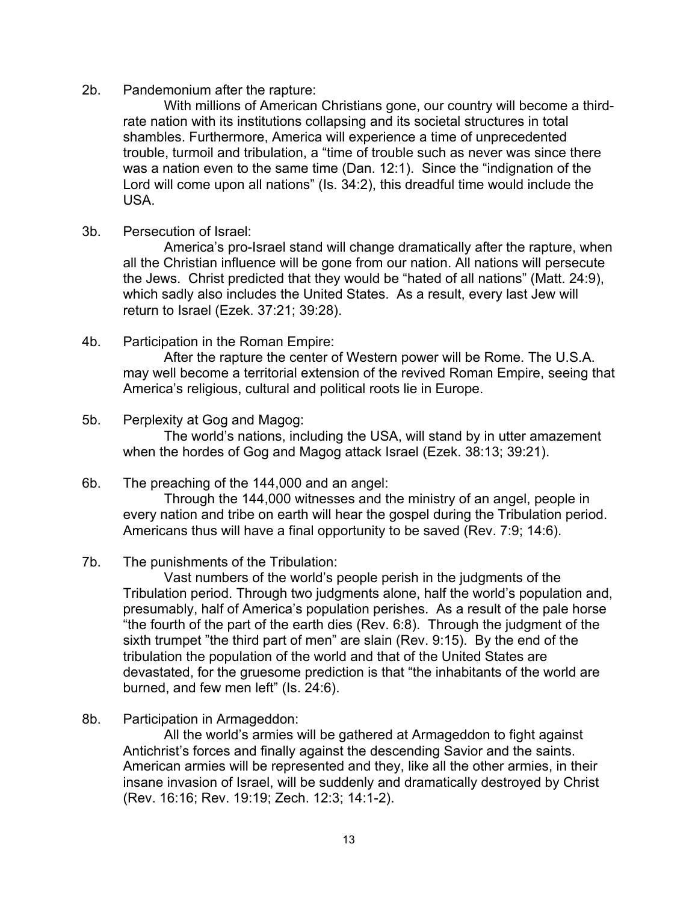2b. Pandemonium after the rapture:

With millions of American Christians gone, our country will become a third-rate nation with its institutions collapsing and its societal structures in total shambles. Furthermore, America will experience a time of unprecedented trouble, turmoil and tribulation, a "time of trouble such as never was since there was a nation even to the same time (Dan. 12:1). Since the "indignation of the Lord will come upon all nations" (Is. 34:2), this dreadful time would include the USA.

3b. Persecution of Israel:

America's pro-Israel stand will change dramatically after the rapture, when all the Christian influence will be gone from our nation. All nations will persecute the Jews. Christ predicted that they would be "hated of all nations" (Matt. 24:9), which sadly also includes the United States. As a result, every last Jew will return to Israel (Ezek. 37:21; 39:28).

4b. Participation in the Roman Empire:

After the rapture the center of Western power will be Rome. The U.S.A. may well become a territorial extension of the revived Roman Empire, seeing that America's religious, cultural and political roots lie in Europe.

5b. Perplexity at Gog and Magog:

The world's nations, including the USA, will stand by in utter amazement when the hordes of Gog and Magog attack Israel (Ezek. 38:13; 39:21).

6b. The preaching of the 144,000 and an angel:

Through the 144,000 witnesses and the ministry of an angel, people in every nation and tribe on earth will hear the gospel during the Tribulation period. Americans thus will have a final opportunity to be saved (Rev. 7:9; 14:6).

7b. The punishments of the Tribulation:

Vast numbers of the world's people perish in the judgments of the Tribulation period. Through two judgments alone, half the world's population and, presumably, half of America's population perishes. As a result of the pale horse "the fourth of the part of the earth dies (Rev. 6:8). Through the judgment of the sixth trumpet "the third part of men" are slain (Rev. 9:15). By the end of the tribulation the population of the world and that of the United States are devastated, for the gruesome prediction is that "the inhabitants of the world are burned, and few men left" (Is. 24:6).

8b. Participation in Armageddon:

All the world's armies will be gathered at Armageddon to fight against Antichrist's forces and finally against the descending Savior and the saints. American armies will be represented and they, like all the other armies, in their insane invasion of Israel, will be suddenly and dramatically destroyed by Christ (Rev. 16:16; Rev. 19:19; Zech. 12:3; 14:1-2).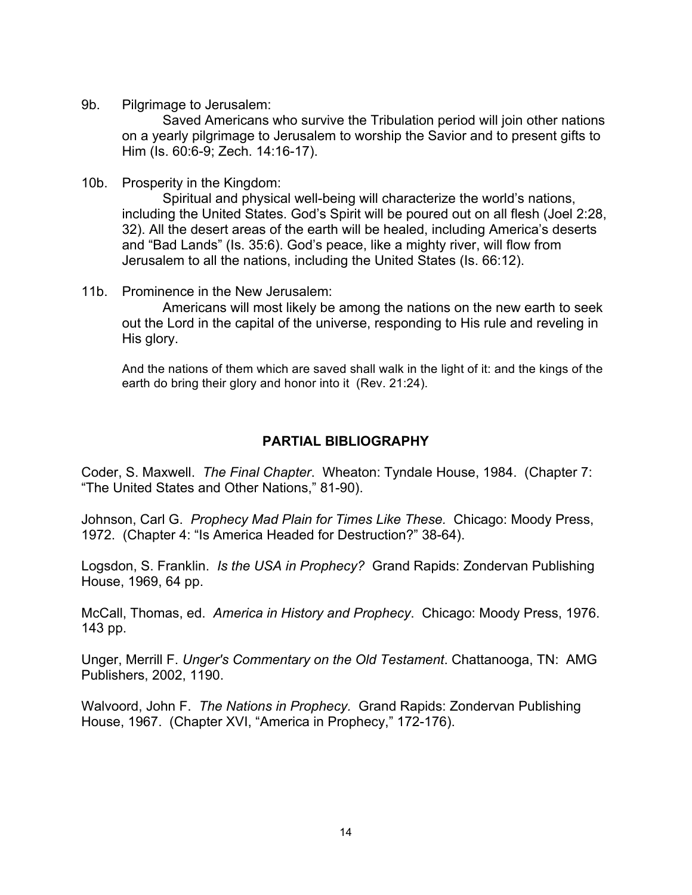9b. Pilgrimage to Jerusalem:

Saved Americans who survive the Tribulation period will join other nations on a yearly pilgrimage to Jerusalem to worship the Savior and to present gifts to Him (Is. 60:6-9; Zech. 14:16-17).

10b. Prosperity in the Kingdom:

Spiritual and physical well-being will characterize the world's nations, including the United States. God's Spirit will be poured out on all flesh (Joel 2:28, 32). All the desert areas of the earth will be healed, including America's deserts and "Bad Lands" (Is. 35:6). God's peace, like a mighty river, will flow from Jerusalem to all the nations, including the United States (Is. 66:12).

11b. Prominence in the New Jerusalem:

Americans will most likely be among the nations on the new earth to seek out the Lord in the capital of the universe, responding to His rule and reveling in His glory.

> And the nations of them which are saved shall walk in the light of it: and the kings of the earth do bring their glory and honor into it (Rev. 21:24).

## PARTIAL BIBLIOGRAPHY

Coder, S. Maxwell. *The Final Chapter*. Wheaton: Tyndale House, 1984. (Chapter 7: "The United States and Other Nations," 81-90).

Johnson, Carl G. *Prophecy Mad Plain for Times Like These.* Chicago: Moody Press, 1972. (Chapter 4: "Is America Headed for Destruction?" 38-64).

Logsdon, S. Franklin. *Is the USA in Prophecy?* Grand Rapids: Zondervan Publishing House, 1969, 64 pp.

McCall, Thomas, ed. *America in History and Prophecy*. Chicago: Moody Press, 1976. 143 pp.

Unger, Merrill F. *Unger's Commentary on the Old Testament*. Chattanooga, TN: AMG Publishers, 2002, 1190.

Walvoord, John F. *The Nations in Prophecy*. Grand Rapids: Zondervan Publishing House, 1967. (Chapter XVI, "America in Prophecy," 172-176).